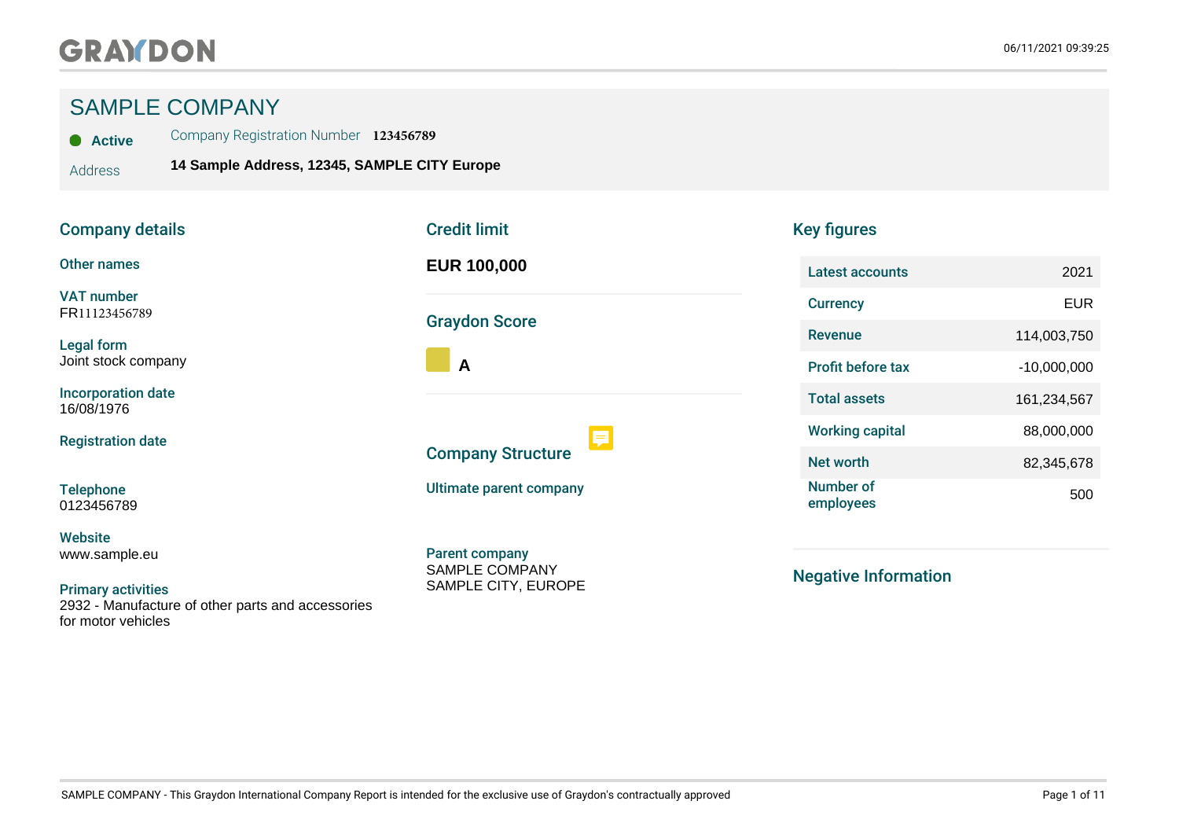GRAYDON

06/11/2021 09:39:25

# SAMPLE COMPANY

**Active** | Company Registration Number **123456789**

Address **14 Sample Address, 12345, SAMPLE CITY Europe**

## Company details

**Other names**

**VAT number**
FR11123456789

**Legal form**
Joint stock company

**Incorporation date**
16/08/1976

**Registration date**

**Telephone**
0123456789

**Website**
www.sample.eu

**Primary activities**
2932 - Manufacture of other parts and accessories for motor vehicles

## Credit limit

**EUR 100,000**

## Graydon Score

**A**

## Company Structure

**Ultimate parent company**

**Parent company**
SAMPLE COMPANY
SAMPLE CITY, EUROPE

## Key figures

| | |
|---|---|
| Latest accounts | 2021 |
| Currency | EUR |
| Revenue | 114,003,750 |
| Profit before tax | -10,000,000 |
| Total assets | 161,234,567 |
| Working capital | 88,000,000 |
| Net worth | 82,345,678 |
| Number of employees | 500 |

## Negative Information

SAMPLE COMPANY - This Graydon International Company Report is intended for the exclusive use of Graydon's contractually approved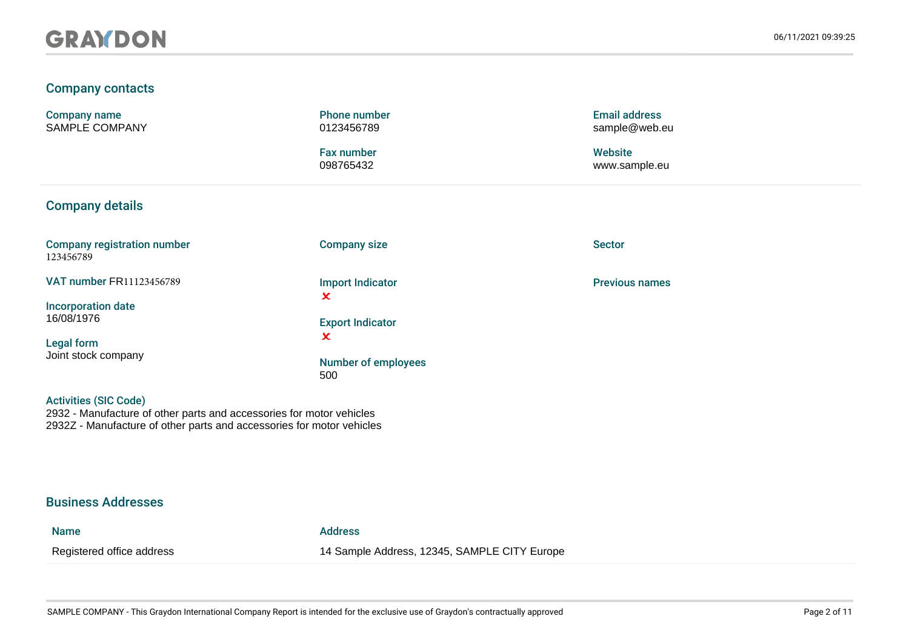## Company contacts

**Company name**
SAMPLE COMPANY

**Phone number**
0123456789

**Fax number**
098765432

**Email address**
sample@web.eu

**Website**
www.sample.eu

## Company details

**Company registration number**
123456789

**VAT number** FR11123456789

**Incorporation date**
16/08/1976

**Legal form**
Joint stock company

**Company size**

**Import Indicator**
✘

**Export Indicator**
✘

**Number of employees**
500

**Sector**

**Previous names**

**Activities (SIC Code)**
2932 - Manufacture of other parts and accessories for motor vehicles
2932Z - Manufacture of other parts and accessories for motor vehicles

## Business Addresses

| Name | Address |
| --- | --- |
| Registered office address | 14 Sample Address, 12345, SAMPLE CITY Europe |

SAMPLE COMPANY - This Graydon International Company Report is intended for the exclusive use of Graydon's contractually approved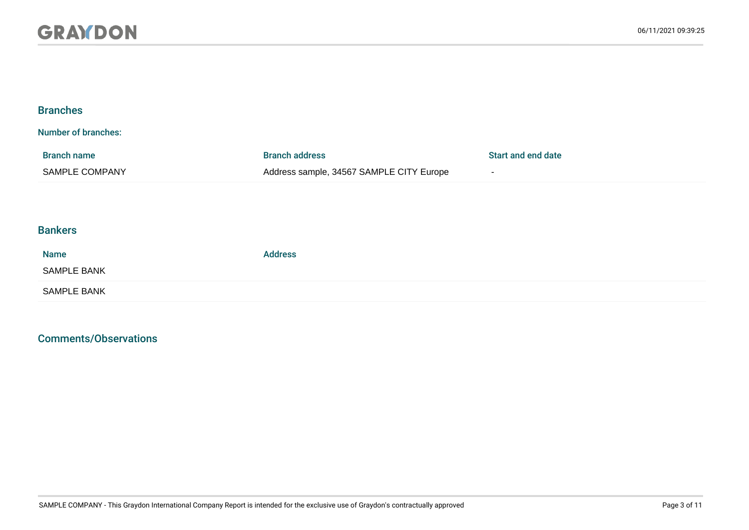## Branches

**Number of branches:**

| Branch name | Branch address | Start and end date |
|---|---|---|
| SAMPLE COMPANY | Address sample, 34567 SAMPLE CITY Europe | - |

## Bankers

| Name | Address |
|---|---|
| SAMPLE BANK | |
| SAMPLE BANK | |

## Comments/Observations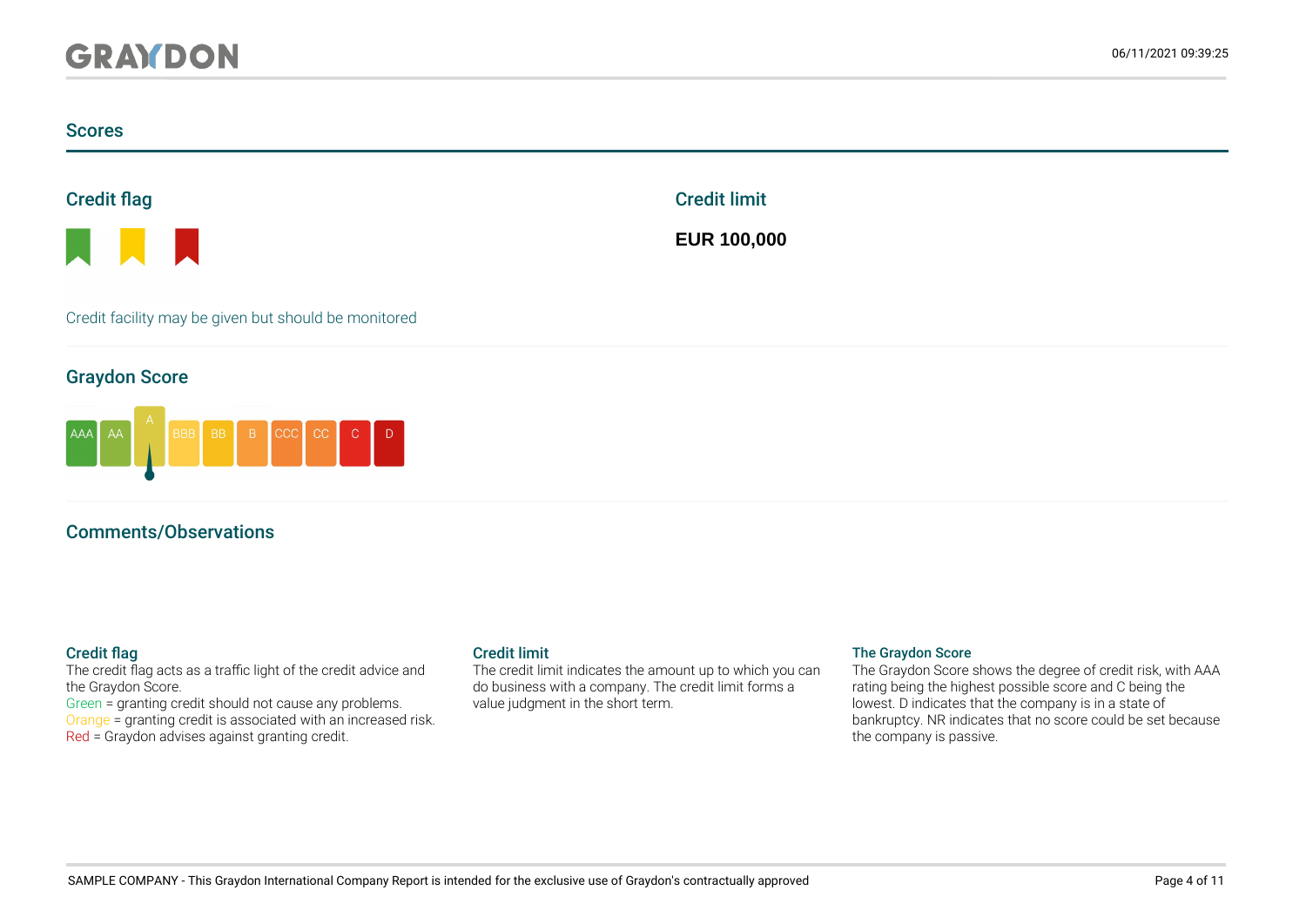## Scores

### Credit flag

Credit facility may be given but should be monitored

### Credit limit

**EUR 100,000**

### Graydon Score

AAA | AA | A | BBB | BB | B | CCC | CC | C | D

### Comments/Observations

**Credit flag**
The credit flag acts as a traffic light of the credit advice and the Graydon Score.
Green = granting credit should not cause any problems.
Orange = granting credit is associated with an increased risk.
Red = Graydon advises against granting credit.

**Credit limit**
The credit limit indicates the amount up to which you can do business with a company. The credit limit forms a value judgment in the short term.

**The Graydon Score**
The Graydon Score shows the degree of credit risk, with AAA rating being the highest possible score and C being the lowest. D indicates that the company is in a state of bankruptcy. NR indicates that no score could be set because the company is passive.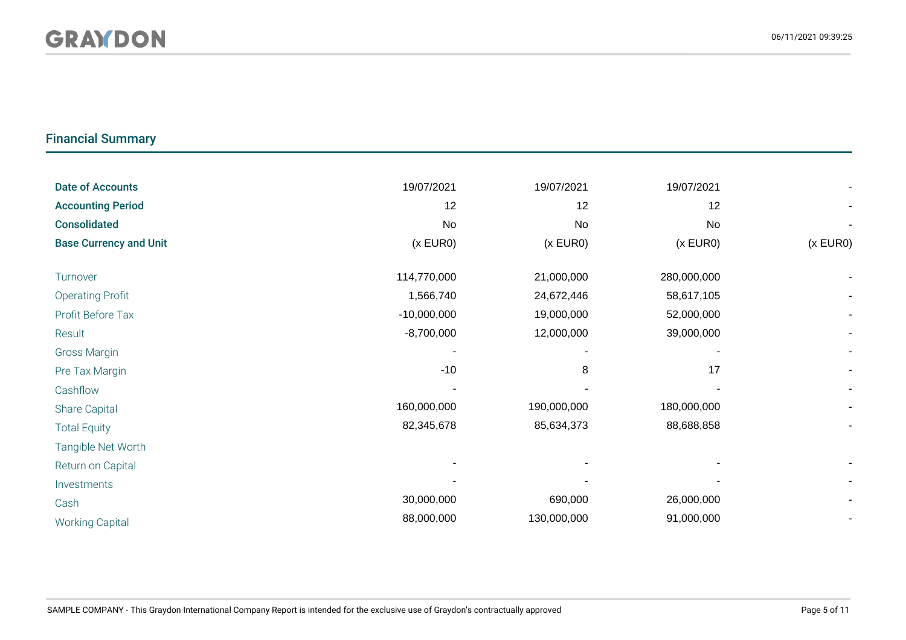## Financial Summary

| Date of Accounts | 19/07/2021 | 19/07/2021 | 19/07/2021 | - |
|---|---|---|---|---|
| **Accounting Period** | 12 | 12 | 12 | - |
| **Consolidated** | No | No | No | - |
| **Base Currency and Unit** | (x EUR0) | (x EUR0) | (x EUR0) | (x EUR0) |
| Turnover | 114,770,000 | 21,000,000 | 280,000,000 | - |
| Operating Profit | 1,566,740 | 24,672,446 | 58,617,105 | - |
| Profit Before Tax | -10,000,000 | 19,000,000 | 52,000,000 | - |
| Result | -8,700,000 | 12,000,000 | 39,000,000 | - |
| Gross Margin | - | - | - | - |
| Pre Tax Margin | -10 | 8 | 17 | - |
| Cashflow | - | - | - | - |
| Share Capital | 160,000,000 | 190,000,000 | 180,000,000 | - |
| Total Equity | 82,345,678 | 85,634,373 | 88,688,858 | - |
| Tangible Net Worth | | | | |
| Return on Capital | - | - | - | - |
| Investments | - | - | - | - |
| Cash | 30,000,000 | 690,000 | 26,000,000 | - |
| Working Capital | 88,000,000 | 130,000,000 | 91,000,000 | - |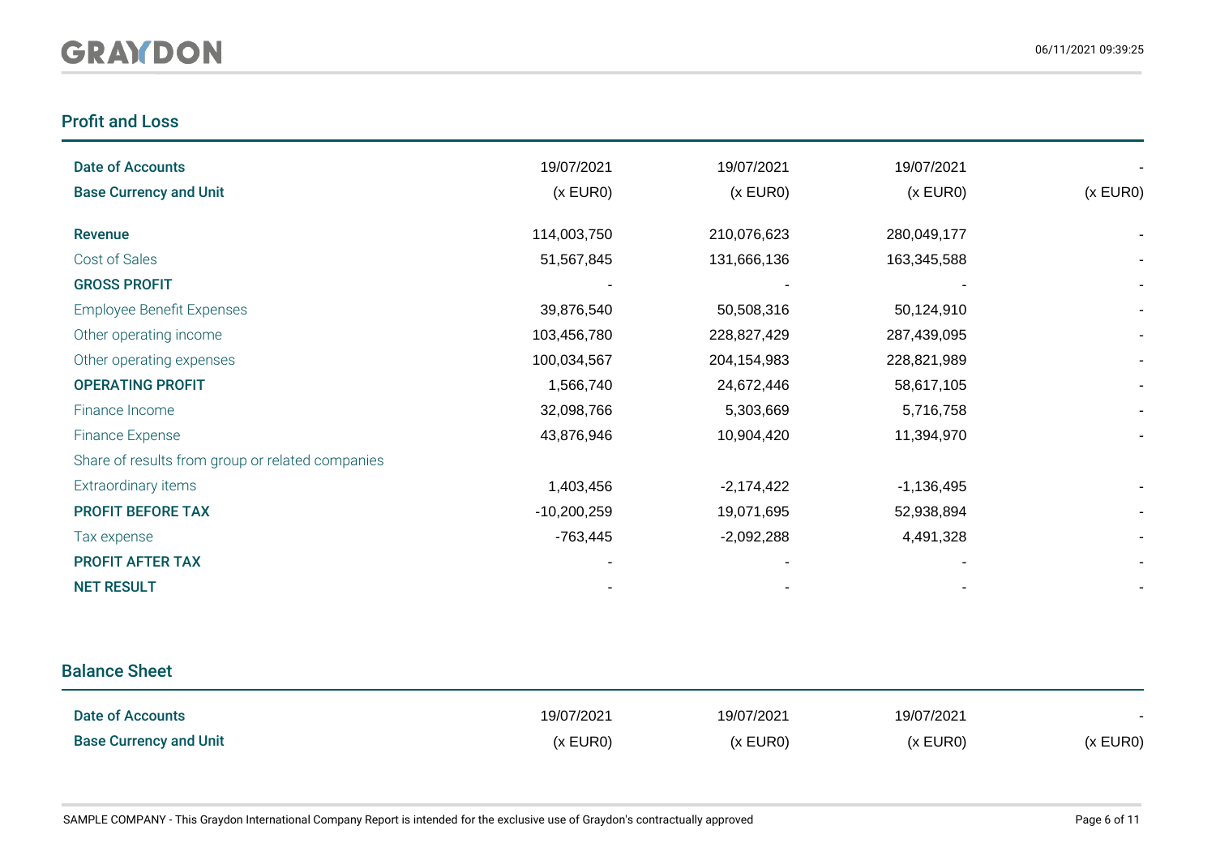## Profit and Loss

| Date of Accounts | 19/07/2021 | 19/07/2021 | 19/07/2021 | - |
|---|---|---|---|---|
| **Base Currency and Unit** | (x EUR0) | (x EUR0) | (x EUR0) | (x EUR0) |
| **Revenue** | 114,003,750 | 210,076,623 | 280,049,177 | - |
| Cost of Sales | 51,567,845 | 131,666,136 | 163,345,588 | - |
| **GROSS PROFIT** | - | - | - | - |
| Employee Benefit Expenses | 39,876,540 | 50,508,316 | 50,124,910 | - |
| Other operating income | 103,456,780 | 228,827,429 | 287,439,095 | - |
| Other operating expenses | 100,034,567 | 204,154,983 | 228,821,989 | - |
| **OPERATING PROFIT** | 1,566,740 | 24,672,446 | 58,617,105 | - |
| Finance Income | 32,098,766 | 5,303,669 | 5,716,758 | - |
| Finance Expense | 43,876,946 | 10,904,420 | 11,394,970 | - |
| Share of results from group or related companies | | | | |
| Extraordinary items | 1,403,456 | -2,174,422 | -1,136,495 | - |
| **PROFIT BEFORE TAX** | -10,200,259 | 19,071,695 | 52,938,894 | - |
| Tax expense | -763,445 | -2,092,288 | 4,491,328 | - |
| **PROFIT AFTER TAX** | - | - | - | - |
| **NET RESULT** | - | - | - | - |

## Balance Sheet

| Date of Accounts | 19/07/2021 | 19/07/2021 | 19/07/2021 | - |
|---|---|---|---|---|
| **Base Currency and Unit** | (x EUR0) | (x EUR0) | (x EUR0) | (x EUR0) |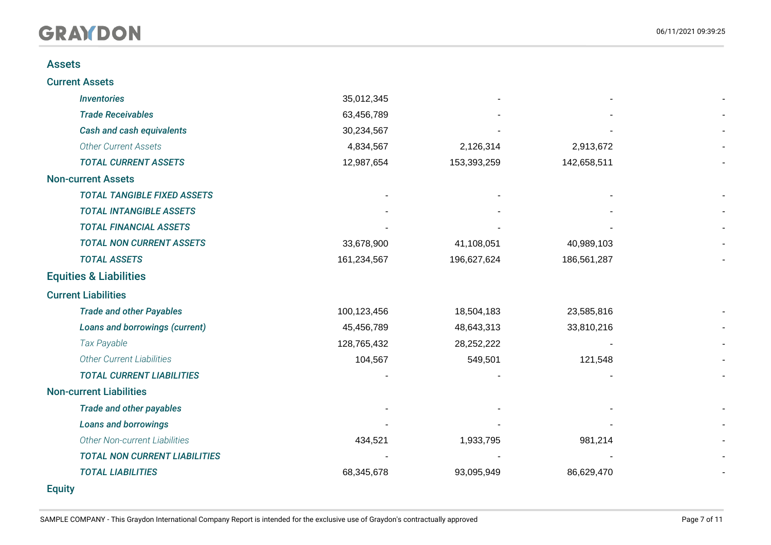## Assets

### Current Assets

| | | | | |
|---|---|---|---|---|
| ***Inventories*** | 35,012,345 | - | - | - |
| ***Trade Receivables*** | 63,456,789 | - | - | - |
| ***Cash and cash equivalents*** | 30,234,567 | - | - | - |
| *Other Current Assets* | 4,834,567 | 2,126,314 | 2,913,672 | - |
| ***TOTAL CURRENT ASSETS*** | 12,987,654 | 153,393,259 | 142,658,511 | - |

### Non-current Assets

| | | | | |
|---|---|---|---|---|
| ***TOTAL TANGIBLE FIXED ASSETS*** | - | - | - | - |
| ***TOTAL INTANGIBLE ASSETS*** | - | - | - | - |
| ***TOTAL FINANCIAL ASSETS*** | - | - | - | - |
| ***TOTAL NON CURRENT ASSETS*** | 33,678,900 | 41,108,051 | 40,989,103 | - |
| ***TOTAL ASSETS*** | 161,234,567 | 196,627,624 | 186,561,287 | - |

## Equities & Liabilities

### Current Liabilities

| | | | | |
|---|---|---|---|---|
| ***Trade and other Payables*** | 100,123,456 | 18,504,183 | 23,585,816 | - |
| ***Loans and borrowings (current)*** | 45,456,789 | 48,643,313 | 33,810,216 | - |
| *Tax Payable* | 128,765,432 | 28,252,222 | - | - |
| *Other Current Liabilities* | 104,567 | 549,501 | 121,548 | - |
| ***TOTAL CURRENT LIABILITIES*** | - | - | - | - |

### Non-current Liabilities

| | | | | |
|---|---|---|---|---|
| ***Trade and other payables*** | - | - | - | - |
| ***Loans and borrowings*** | - | - | - | - |
| *Other Non-current Liabilities* | 434,521 | 1,933,795 | 981,214 | - |
| ***TOTAL NON CURRENT LIABILITIES*** | - | - | - | - |
| ***TOTAL LIABILITIES*** | 68,345,678 | 93,095,949 | 86,629,470 | - |

### Equity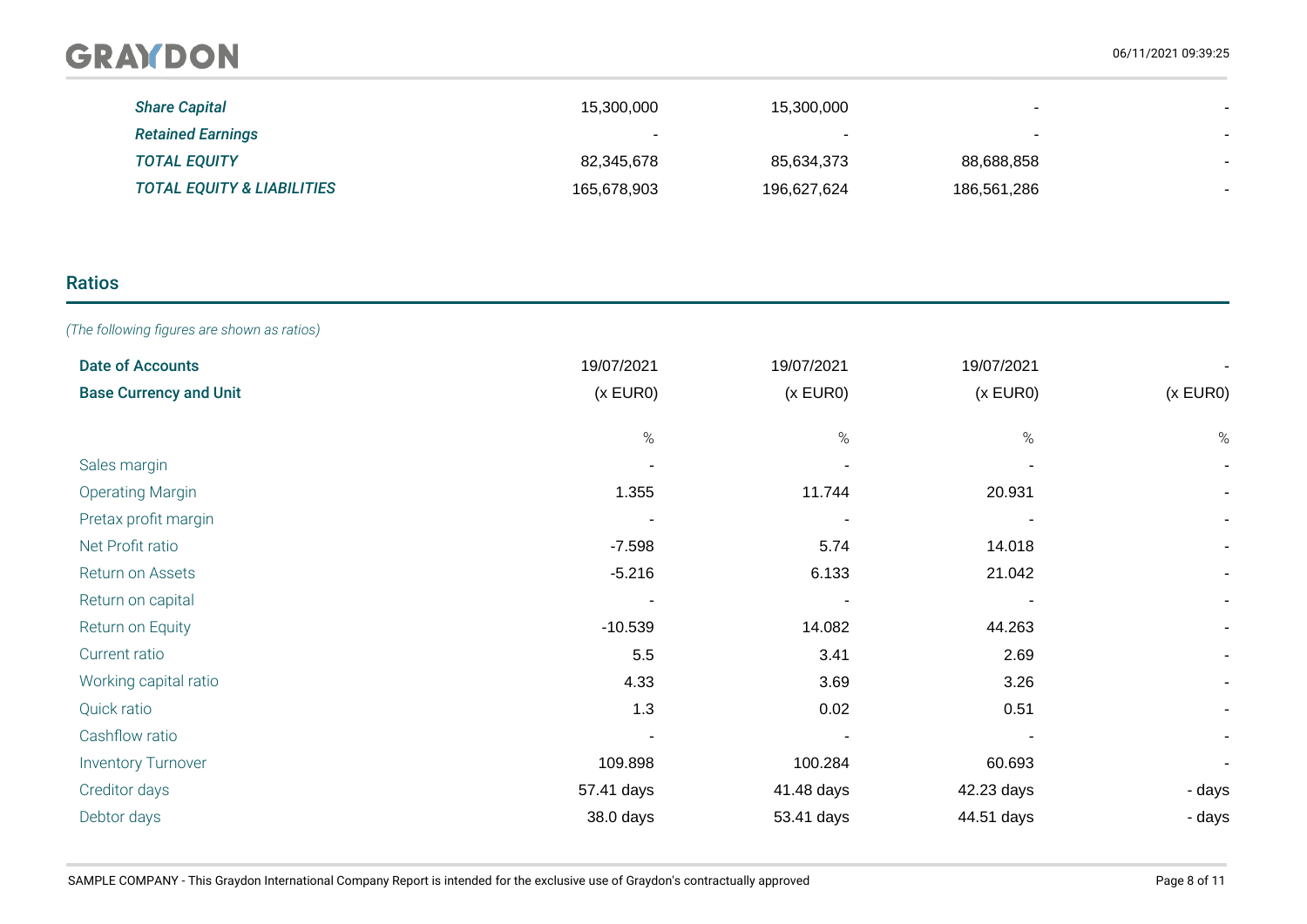| | | | | |
|---|---|---|---|---|
| ***Share Capital*** | 15,300,000 | 15,300,000 | - | - |
| ***Retained Earnings*** | - | - | - | - |
| ***TOTAL EQUITY*** | 82,345,678 | 85,634,373 | 88,688,858 | - |
| ***TOTAL EQUITY & LIABILITIES*** | 165,678,903 | 196,627,624 | 186,561,286 | - |

## Ratios

*(The following figures are shown as ratios)*

| | | | | |
|---|---|---|---|---|
| **Date of Accounts** | 19/07/2021 | 19/07/2021 | 19/07/2021 | - |
| **Base Currency and Unit** | (x EUR0) | (x EUR0) | (x EUR0) | (x EUR0) |
| | % | % | % | % |
| Sales margin | - | - | - | - |
| Operating Margin | 1.355 | 11.744 | 20.931 | - |
| Pretax profit margin | - | - | - | - |
| Net Profit ratio | -7.598 | 5.74 | 14.018 | - |
| Return on Assets | -5.216 | 6.133 | 21.042 | - |
| Return on capital | - | - | - | - |
| Return on Equity | -10.539 | 14.082 | 44.263 | - |
| Current ratio | 5.5 | 3.41 | 2.69 | - |
| Working capital ratio | 4.33 | 3.69 | 3.26 | - |
| Quick ratio | 1.3 | 0.02 | 0.51 | - |
| Cashflow ratio | - | - | - | - |
| Inventory Turnover | 109.898 | 100.284 | 60.693 | - |
| Creditor days | 57.41 days | 41.48 days | 42.23 days | - days |
| Debtor days | 38.0 days | 53.41 days | 44.51 days | - days |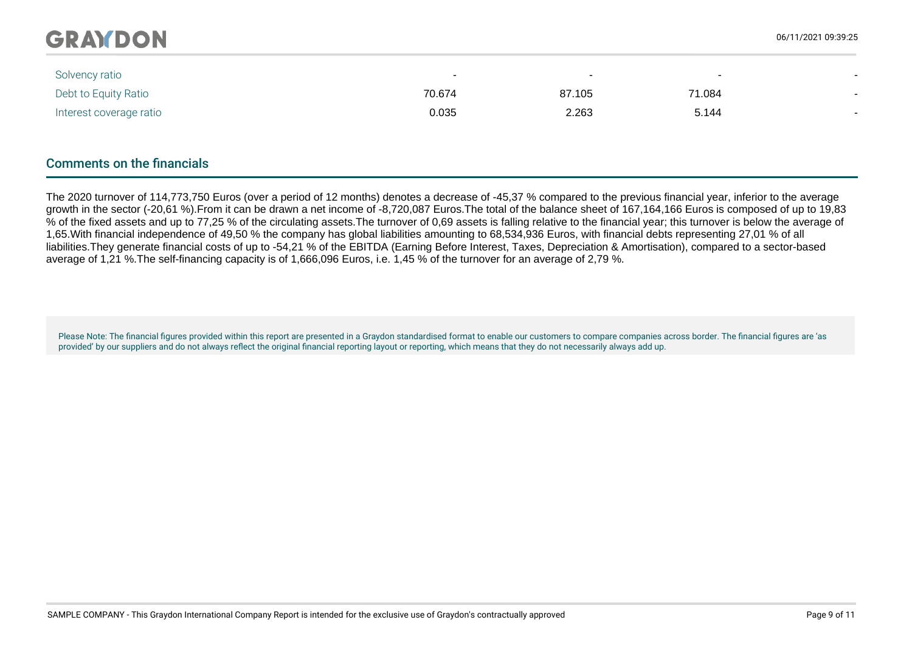| | | | | |
|---|---|---|---|---|
| Solvency ratio | - | - | - | - |
| Debt to Equity Ratio | 70.674 | 87.105 | 71.084 | - |
| Interest coverage ratio | 0.035 | 2.263 | 5.144 | - |

## Comments on the financials

The 2020 turnover of 114,773,750 Euros (over a period of 12 months) denotes a decrease of -45,37 % compared to the previous financial year, inferior to the average growth in the sector (-20,61 %).From it can be drawn a net income of -8,720,087 Euros.The total of the balance sheet of 167,164,166 Euros is composed of up to 19,83 % of the fixed assets and up to 77,25 % of the circulating assets.The turnover of 0,69 assets is falling relative to the financial year; this turnover is below the average of 1,65.With financial independence of 49,50 % the company has global liabilities amounting to 68,534,936 Euros, with financial debts representing 27,01 % of all liabilities.They generate financial costs of up to -54,21 % of the EBITDA (Earning Before Interest, Taxes, Depreciation & Amortisation), compared to a sector-based average of 1,21 %.The self-financing capacity is of 1,666,096 Euros, i.e. 1,45 % of the turnover for an average of 2,79 %.

Please Note: The financial figures provided within this report are presented in a Graydon standardised format to enable our customers to compare companies across border. The financial figures are 'as provided' by our suppliers and do not always reflect the original financial reporting layout or reporting, which means that they do not necessarily always add up.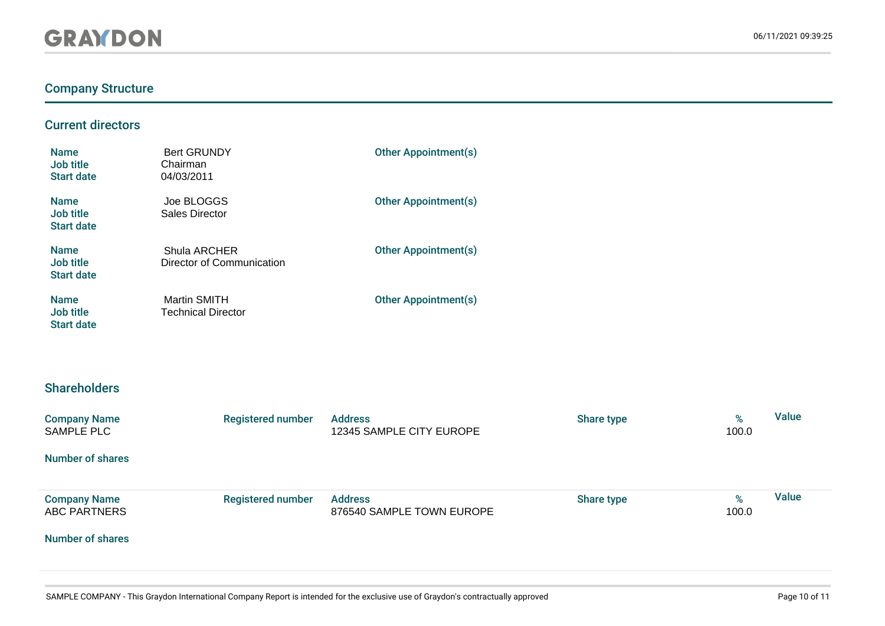## Company Structure

### Current directors

| | | |
|---|---|---|
| **Name** | Bert GRUNDY | **Other Appointment(s)** |
| **Job title** | Chairman | |
| **Start date** | 04/03/2011 | |

| | | |
|---|---|---|
| **Name** | Joe BLOGGS | **Other Appointment(s)** |
| **Job title** | Sales Director | |
| **Start date** | | |

| | | |
|---|---|---|
| **Name** | Shula ARCHER | **Other Appointment(s)** |
| **Job title** | Director of Communication | |
| **Start date** | | |

| | | |
|---|---|---|
| **Name** | Martin SMITH | **Other Appointment(s)** |
| **Job title** | Technical Director | |
| **Start date** | | |

### Shareholders

| Company Name | Registered number | Address | Share type | % | Value |
|---|---|---|---|---|---|
| SAMPLE PLC | | 12345 SAMPLE CITY EUROPE | | 100.0 | |
| **Number of shares** | | | | | |

| Company Name | Registered number | Address | Share type | % | Value |
|---|---|---|---|---|---|
| ABC PARTNERS | | 876540 SAMPLE TOWN EUROPE | | 100.0 | |
| **Number of shares** | | | | | |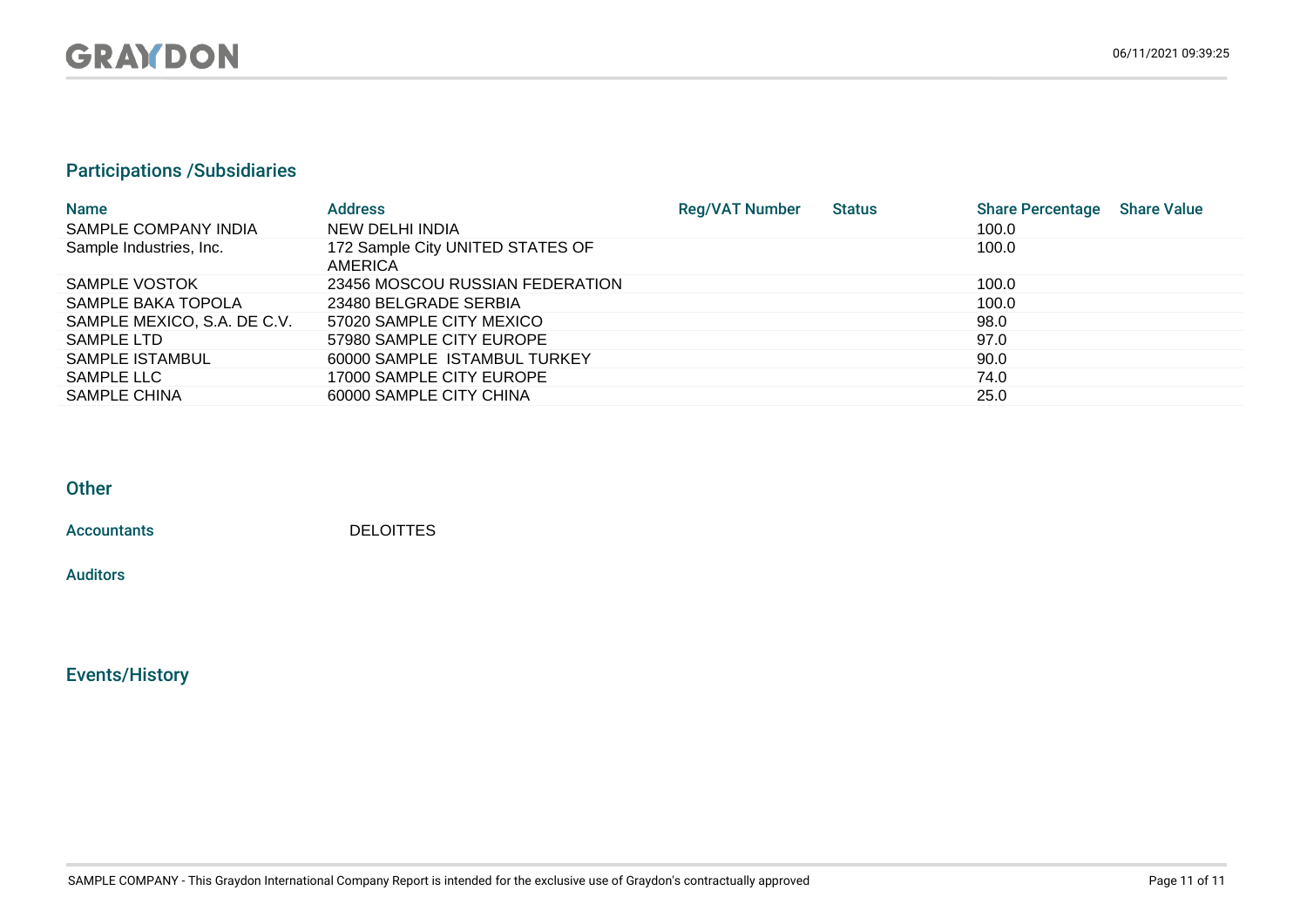## Participations /Subsidiaries

| Name | Address | Reg/VAT Number | Status | Share Percentage | Share Value |
|---|---|---|---|---|---|
| SAMPLE COMPANY INDIA | NEW DELHI INDIA | | | 100.0 | |
| Sample Industries, Inc. | 172 Sample City UNITED STATES OF AMERICA | | | 100.0 | |
| SAMPLE VOSTOK | 23456 MOSCOU RUSSIAN FEDERATION | | | 100.0 | |
| SAMPLE BAKA TOPOLA | 23480 BELGRADE SERBIA | | | 100.0 | |
| SAMPLE MEXICO, S.A. DE C.V. | 57020 SAMPLE CITY MEXICO | | | 98.0 | |
| SAMPLE LTD | 57980 SAMPLE CITY EUROPE | | | 97.0 | |
| SAMPLE ISTAMBUL | 60000 SAMPLE ISTAMBUL TURKEY | | | 90.0 | |
| SAMPLE LLC | 17000 SAMPLE CITY EUROPE | | | 74.0 | |
| SAMPLE CHINA | 60000 SAMPLE CITY CHINA | | | 25.0 | |

## Other

**Accountants** DELOITTES

**Auditors**

## Events/History